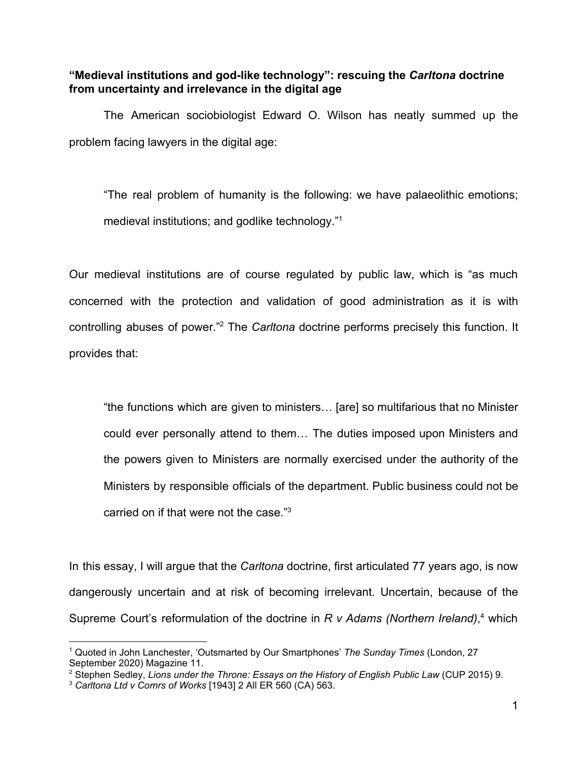**“Medieval institutions and god-like technology”: rescuing the *Carltona* doctrine from uncertainty and irrelevance in the digital age**

The American sociobiologist Edward O. Wilson has neatly summed up the problem facing lawyers in the digital age:

> “The real problem of humanity is the following: we have palaeolithic emotions; medieval institutions; and godlike technology.”[1]

Our medieval institutions are of course regulated by public law, which is “as much concerned with the protection and validation of good administration as it is with controlling abuses of power.”[2] The *Carltona* doctrine performs precisely this function. It provides that:

> “the functions which are given to ministers… [are] so multifarious that no Minister could ever personally attend to them… The duties imposed upon Ministers and the powers given to Ministers are normally exercised under the authority of the Ministers by responsible officials of the department. Public business could not be carried on if that were not the case.”[3]

In this essay, I will argue that the *Carltona* doctrine, first articulated 77 years ago, is now dangerously uncertain and at risk of becoming irrelevant. Uncertain, because of the Supreme Court’s reformulation of the doctrine in *R v Adams (Northern Ireland)*,[4] which

---

[1] Quoted in John Lanchester, ‘Outsmarted by Our Smartphones’ *The Sunday Times* (London, 27 September 2020) Magazine 11.

[2] Stephen Sedley, *Lions under the Throne: Essays on the History of English Public Law* (CUP 2015) 9.

[3] *Carltona Ltd v Comrs of Works* [1943] 2 All ER 560 (CA) 563.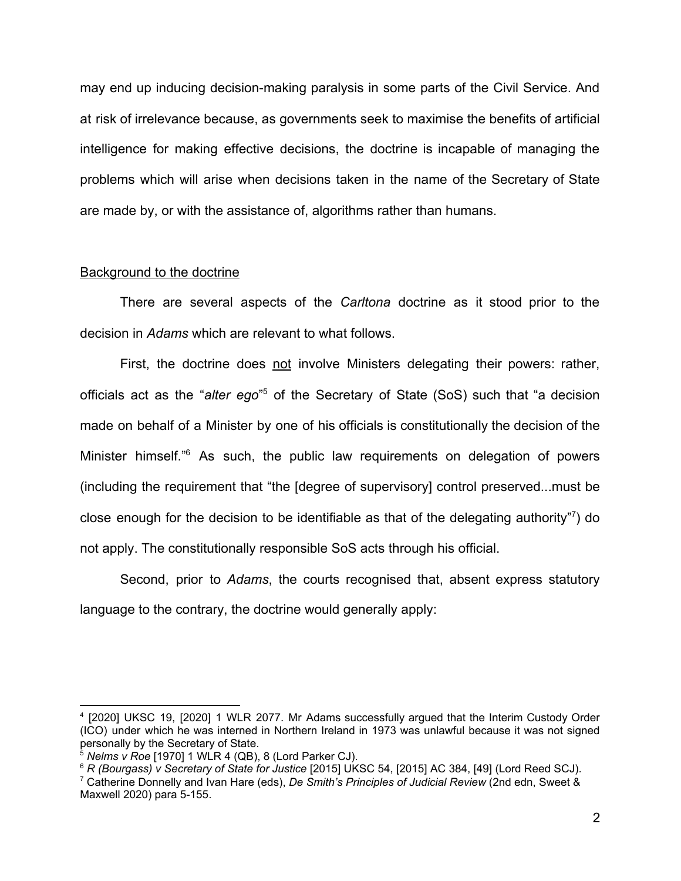may end up inducing decision-making paralysis in some parts of the Civil Service. And at risk of irrelevance because, as governments seek to maximise the benefits of artificial intelligence for making effective decisions, the doctrine is incapable of managing the problems which will arise when decisions taken in the name of the Secretary of State are made by, or with the assistance of, algorithms rather than humans.

<u>Background to the doctrine</u>

There are several aspects of the *Carltona* doctrine as it stood prior to the decision in *Adams* which are relevant to what follows.

First, the doctrine does <u>not</u> involve Ministers delegating their powers: rather, officials act as the "*alter ego*"[5] of the Secretary of State (SoS) such that "a decision made on behalf of a Minister by one of his officials is constitutionally the decision of the Minister himself."[6] As such, the public law requirements on delegation of powers (including the requirement that "the [degree of supervisory] control preserved...must be close enough for the decision to be identifiable as that of the delegating authority"[7]) do not apply. The constitutionally responsible SoS acts through his official.

Second, prior to *Adams*, the courts recognised that, absent express statutory language to the contrary, the doctrine would generally apply:

---

[4] [2020] UKSC 19, [2020] 1 WLR 2077. Mr Adams successfully argued that the Interim Custody Order (ICO) under which he was interned in Northern Ireland in 1973 was unlawful because it was not signed personally by the Secretary of State.

[5] *Nelms v Roe* [1970] 1 WLR 4 (QB), 8 (Lord Parker CJ).

[6] *R (Bourgass) v Secretary of State for Justice* [2015] UKSC 54, [2015] AC 384, [49] (Lord Reed SCJ).

[7] Catherine Donnelly and Ivan Hare (eds), *De Smith's Principles of Judicial Review* (2nd edn, Sweet & Maxwell 2020) para 5-155.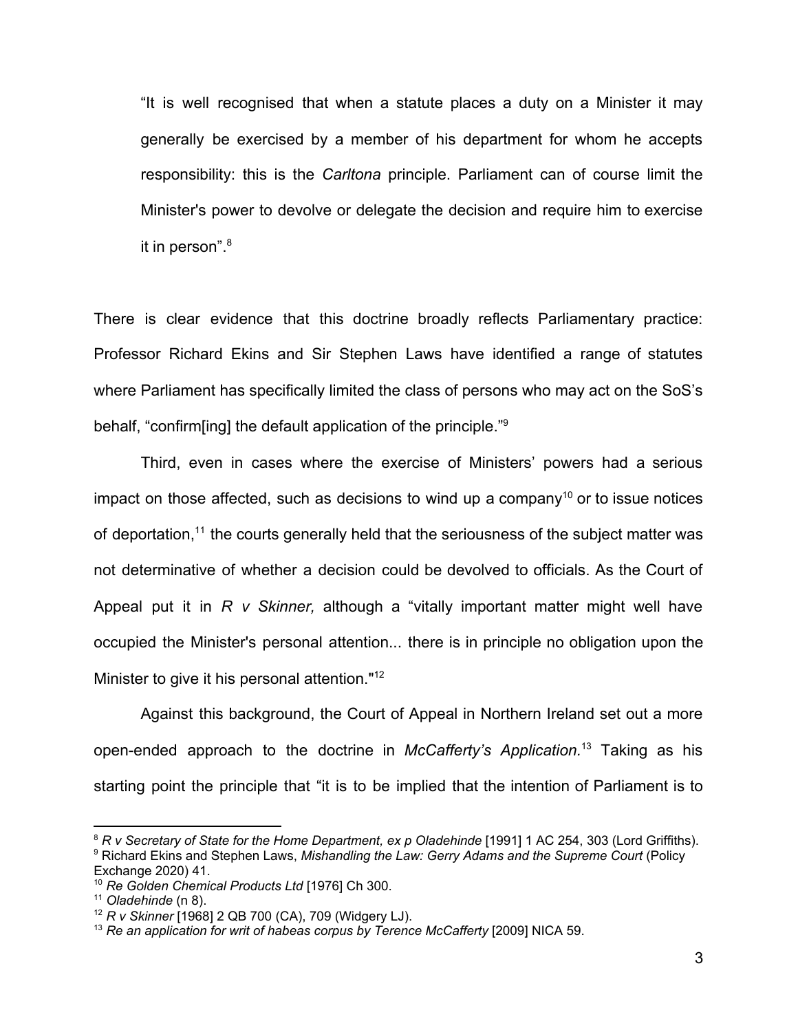> "It is well recognised that when a statute places a duty on a Minister it may generally be exercised by a member of his department for whom he accepts responsibility: this is the *Carltona* principle. Parliament can of course limit the Minister's power to devolve or delegate the decision and require him to exercise it in person".[8]

There is clear evidence that this doctrine broadly reflects Parliamentary practice: Professor Richard Ekins and Sir Stephen Laws have identified a range of statutes where Parliament has specifically limited the class of persons who may act on the SoS's behalf, "confirm[ing] the default application of the principle."[9]

Third, even in cases where the exercise of Ministers' powers had a serious impact on those affected, such as decisions to wind up a company[10] or to issue notices of deportation,[11] the courts generally held that the seriousness of the subject matter was not determinative of whether a decision could be devolved to officials. As the Court of Appeal put it in *R v Skinner,* although a "vitally important matter might well have occupied the Minister's personal attention... there is in principle no obligation upon the Minister to give it his personal attention."[12]

Against this background, the Court of Appeal in Northern Ireland set out a more open-ended approach to the doctrine in *McCafferty's Application.*[13] Taking as his starting point the principle that "it is to be implied that the intention of Parliament is to

---

[8] *R v Secretary of State for the Home Department, ex p Oladehinde* [1991] 1 AC 254, 303 (Lord Griffiths).

[9] Richard Ekins and Stephen Laws, *Mishandling the Law: Gerry Adams and the Supreme Court* (Policy Exchange 2020) 41.

[10] *Re Golden Chemical Products Ltd* [1976] Ch 300.

[11] *Oladehinde* (n 8).

[12] *R v Skinner* [1968] 2 QB 700 (CA), 709 (Widgery LJ).

[13] *Re an application for writ of habeas corpus by Terence McCafferty* [2009] NICA 59.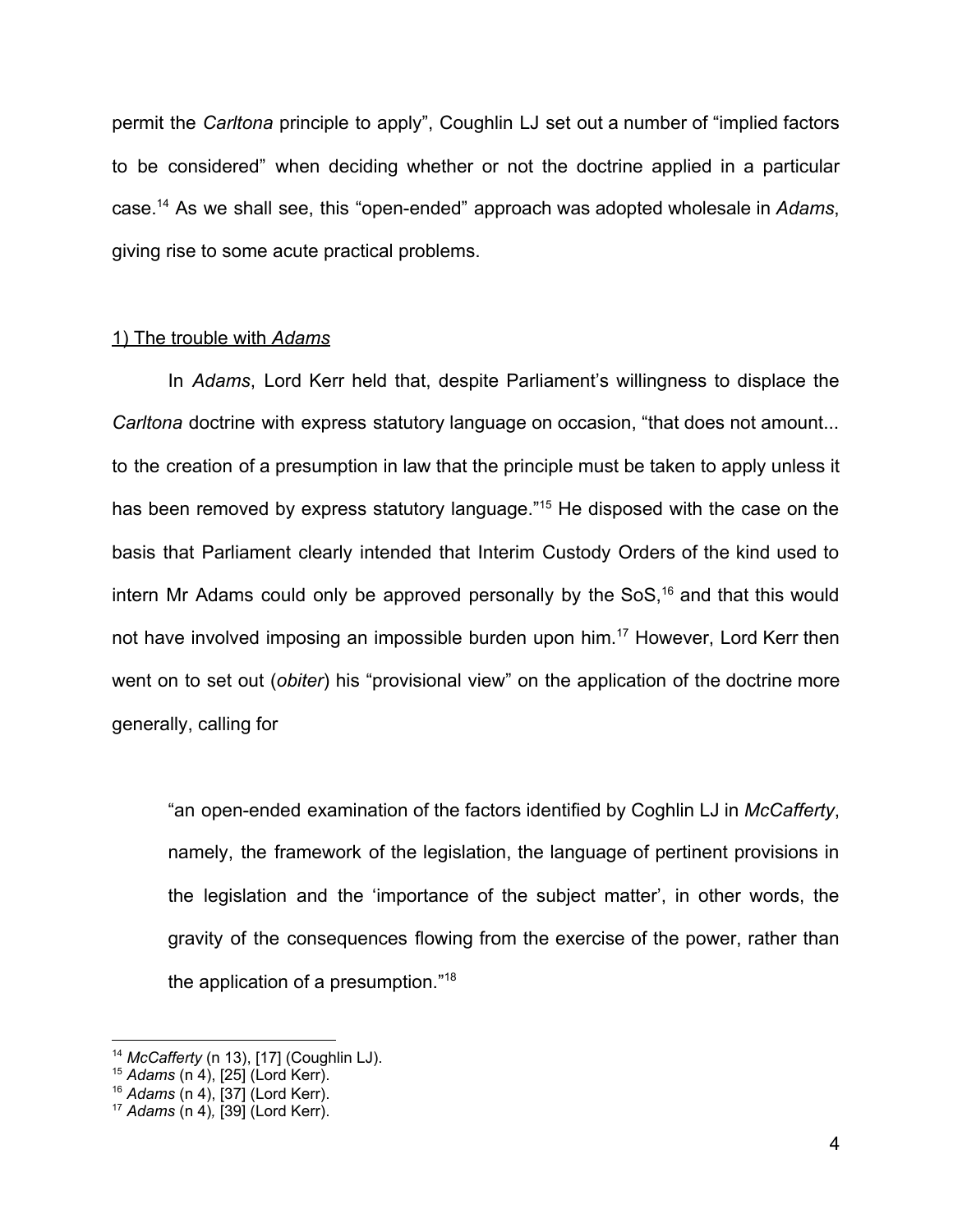permit the *Carltona* principle to apply", Coughlin LJ set out a number of "implied factors to be considered" when deciding whether or not the doctrine applied in a particular case.[14] As we shall see, this "open-ended" approach was adopted wholesale in *Adams*, giving rise to some acute practical problems.

1) The trouble with *Adams*

In *Adams*, Lord Kerr held that, despite Parliament's willingness to displace the *Carltona* doctrine with express statutory language on occasion, "that does not amount... to the creation of a presumption in law that the principle must be taken to apply unless it has been removed by express statutory language."[15] He disposed with the case on the basis that Parliament clearly intended that Interim Custody Orders of the kind used to intern Mr Adams could only be approved personally by the SoS,[16] and that this would not have involved imposing an impossible burden upon him.[17] However, Lord Kerr then went on to set out (*obiter*) his "provisional view" on the application of the doctrine more generally, calling for

> "an open-ended examination of the factors identified by Coghlin LJ in *McCafferty*, namely, the framework of the legislation, the language of pertinent provisions in the legislation and the 'importance of the subject matter', in other words, the gravity of the consequences flowing from the exercise of the power, rather than the application of a presumption."[18]

---

[14] *McCafferty* (n 13), [17] (Coughlin LJ).
[15] *Adams* (n 4), [25] (Lord Kerr).
[16] *Adams* (n 4), [37] (Lord Kerr).
[17] *Adams* (n 4), [39] (Lord Kerr).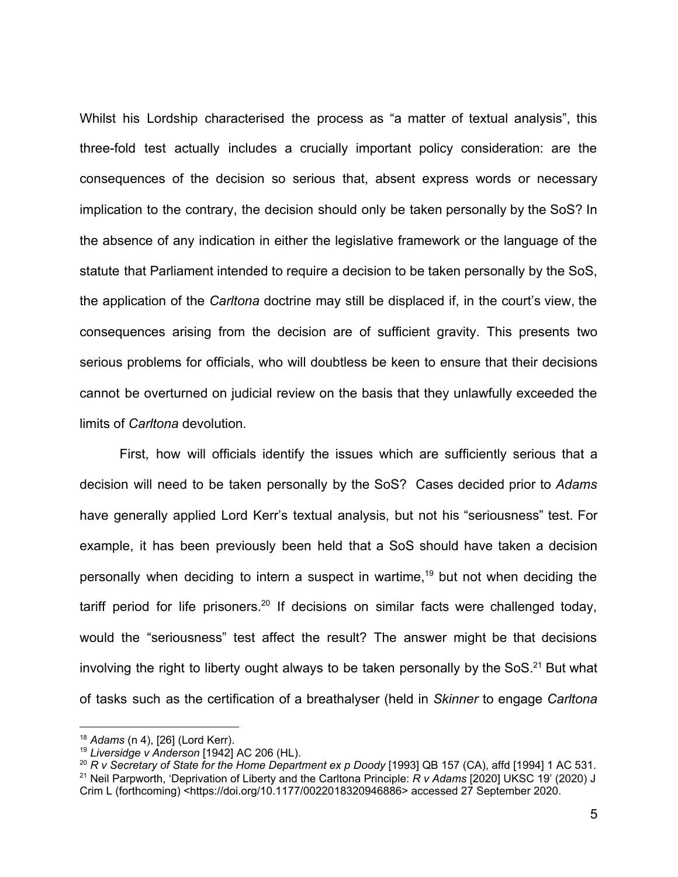Whilst his Lordship characterised the process as "a matter of textual analysis", this three-fold test actually includes a crucially important policy consideration: are the consequences of the decision so serious that, absent express words or necessary implication to the contrary, the decision should only be taken personally by the SoS? In the absence of any indication in either the legislative framework or the language of the statute that Parliament intended to require a decision to be taken personally by the SoS, the application of the *Carltona* doctrine may still be displaced if, in the court's view, the consequences arising from the decision are of sufficient gravity. This presents two serious problems for officials, who will doubtless be keen to ensure that their decisions cannot be overturned on judicial review on the basis that they unlawfully exceeded the limits of *Carltona* devolution.

First, how will officials identify the issues which are sufficiently serious that a decision will need to be taken personally by the SoS? Cases decided prior to *Adams* have generally applied Lord Kerr's textual analysis, but not his "seriousness" test. For example, it has been previously been held that a SoS should have taken a decision personally when deciding to intern a suspect in wartime,[19] but not when deciding the tariff period for life prisoners.[20] If decisions on similar facts were challenged today, would the "seriousness" test affect the result? The answer might be that decisions involving the right to liberty ought always to be taken personally by the SoS.[21] But what of tasks such as the certification of a breathalyser (held in *Skinner* to engage *Carltona*

---

[18] *Adams* (n 4), [26] (Lord Kerr).

[19] *Liversidge v Anderson* [1942] AC 206 (HL).

[20] *R v Secretary of State for the Home Department ex p Doody* [1993] QB 157 (CA), affd [1994] 1 AC 531.

[21] Neil Parpworth, 'Deprivation of Liberty and the Carltona Principle: *R v Adams* [2020] UKSC 19' (2020) J Crim L (forthcoming) <https://doi.org/10.1177/0022018320946886> accessed 27 September 2020.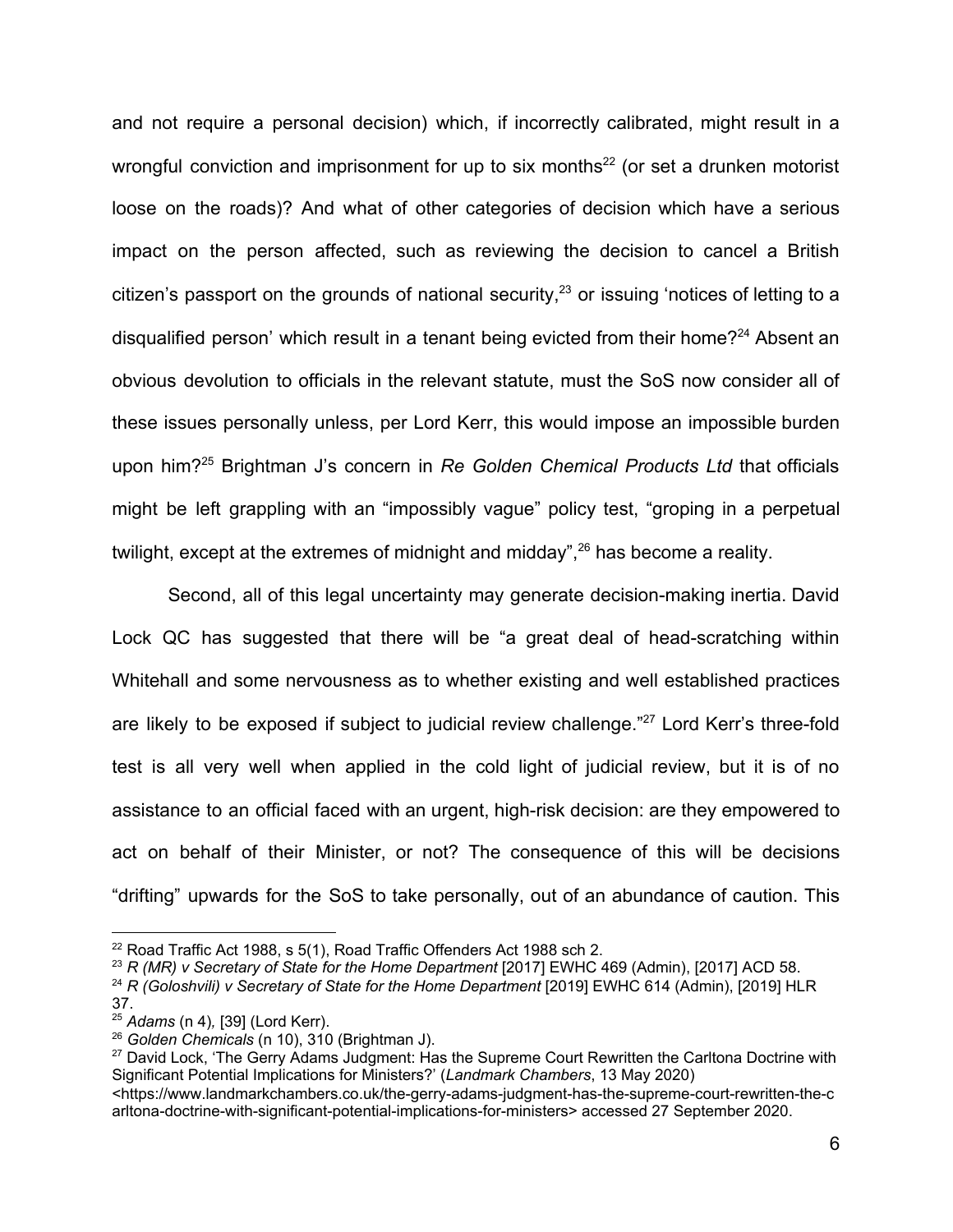and not require a personal decision) which, if incorrectly calibrated, might result in a wrongful conviction and imprisonment for up to six months[22] (or set a drunken motorist loose on the roads)? And what of other categories of decision which have a serious impact on the person affected, such as reviewing the decision to cancel a British citizen's passport on the grounds of national security,[23] or issuing 'notices of letting to a disqualified person' which result in a tenant being evicted from their home?[24] Absent an obvious devolution to officials in the relevant statute, must the SoS now consider all of these issues personally unless, per Lord Kerr, this would impose an impossible burden upon him?[25] Brightman J's concern in *Re Golden Chemical Products Ltd* that officials might be left grappling with an "impossibly vague" policy test, "groping in a perpetual twilight, except at the extremes of midnight and midday",[26] has become a reality.

Second, all of this legal uncertainty may generate decision-making inertia. David Lock QC has suggested that there will be "a great deal of head-scratching within Whitehall and some nervousness as to whether existing and well established practices are likely to be exposed if subject to judicial review challenge."[27] Lord Kerr's three-fold test is all very well when applied in the cold light of judicial review, but it is of no assistance to an official faced with an urgent, high-risk decision: are they empowered to act on behalf of their Minister, or not? The consequence of this will be decisions "drifting" upwards for the SoS to take personally, out of an abundance of caution. This

---

[22] Road Traffic Act 1988, s 5(1), Road Traffic Offenders Act 1988 sch 2.

[23] *R (MR) v Secretary of State for the Home Department* [2017] EWHC 469 (Admin), [2017] ACD 58.

[24] *R (Goloshvili) v Secretary of State for the Home Department* [2019] EWHC 614 (Admin), [2019] HLR 37.

[25] *Adams* (n 4), [39] (Lord Kerr).

[26] *Golden Chemicals* (n 10), 310 (Brightman J).

[27] David Lock, 'The Gerry Adams Judgment: Has the Supreme Court Rewritten the Carltona Doctrine with Significant Potential Implications for Ministers?' (*Landmark Chambers*, 13 May 2020) <https://www.landmarkchambers.co.uk/the-gerry-adams-judgment-has-the-supreme-court-rewritten-the-carltona-doctrine-with-significant-potential-implications-for-ministers> accessed 27 September 2020.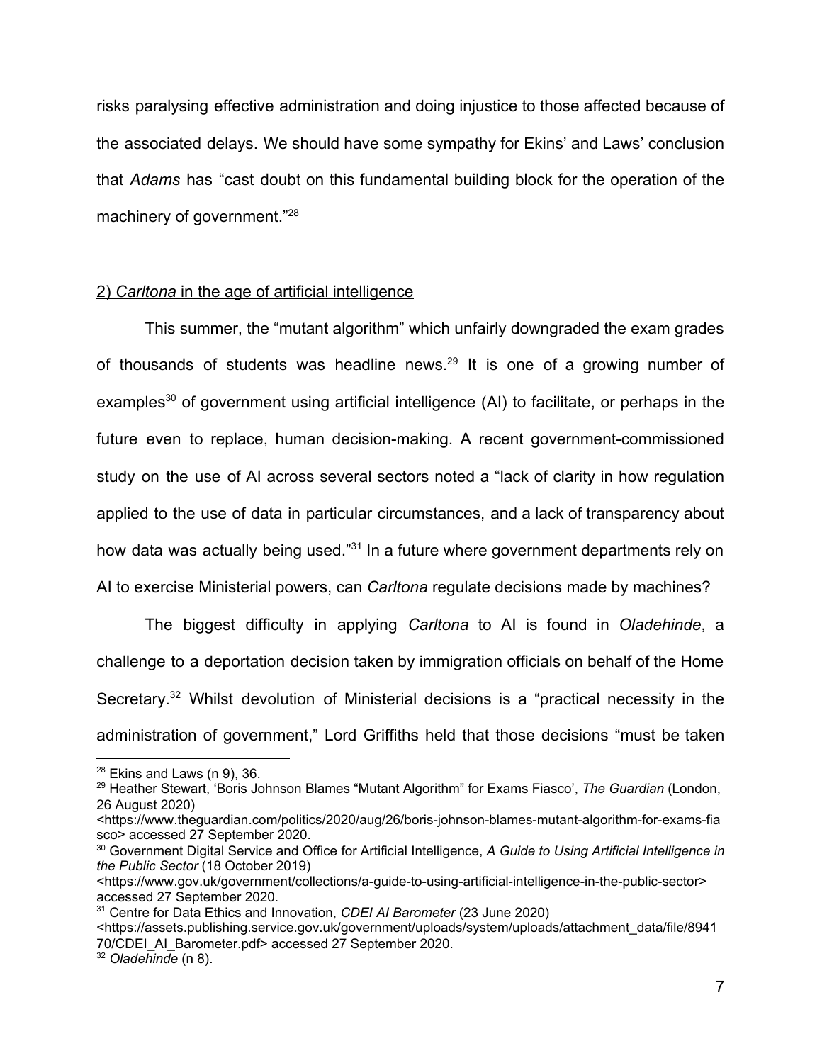risks paralysing effective administration and doing injustice to those affected because of the associated delays. We should have some sympathy for Ekins' and Laws' conclusion that *Adams* has "cast doubt on this fundamental building block for the operation of the machinery of government."[28]

2) *Carltona* in the age of artificial intelligence

This summer, the "mutant algorithm" which unfairly downgraded the exam grades of thousands of students was headline news.[29] It is one of a growing number of examples[30] of government using artificial intelligence (AI) to facilitate, or perhaps in the future even to replace, human decision-making. A recent government-commissioned study on the use of AI across several sectors noted a "lack of clarity in how regulation applied to the use of data in particular circumstances, and a lack of transparency about how data was actually being used."[31] In a future where government departments rely on AI to exercise Ministerial powers, can *Carltona* regulate decisions made by machines?

The biggest difficulty in applying *Carltona* to AI is found in *Oladehinde*, a challenge to a deportation decision taken by immigration officials on behalf of the Home Secretary.[32] Whilst devolution of Ministerial decisions is a "practical necessity in the administration of government," Lord Griffiths held that those decisions "must be taken

---

[28] Ekins and Laws (n 9), 36.

[29] Heather Stewart, 'Boris Johnson Blames "Mutant Algorithm" for Exams Fiasco', *The Guardian* (London, 26 August 2020) <https://www.theguardian.com/politics/2020/aug/26/boris-johnson-blames-mutant-algorithm-for-exams-fiasco> accessed 27 September 2020.

[30] Government Digital Service and Office for Artificial Intelligence, *A Guide to Using Artificial Intelligence in the Public Sector* (18 October 2019) <https://www.gov.uk/government/collections/a-guide-to-using-artificial-intelligence-in-the-public-sector> accessed 27 September 2020.

[31] Centre for Data Ethics and Innovation, *CDEI AI Barometer* (23 June 2020) <https://assets.publishing.service.gov.uk/government/uploads/system/uploads/attachment_data/file/894170/CDEI_AI_Barometer.pdf> accessed 27 September 2020.

[32] *Oladehinde* (n 8).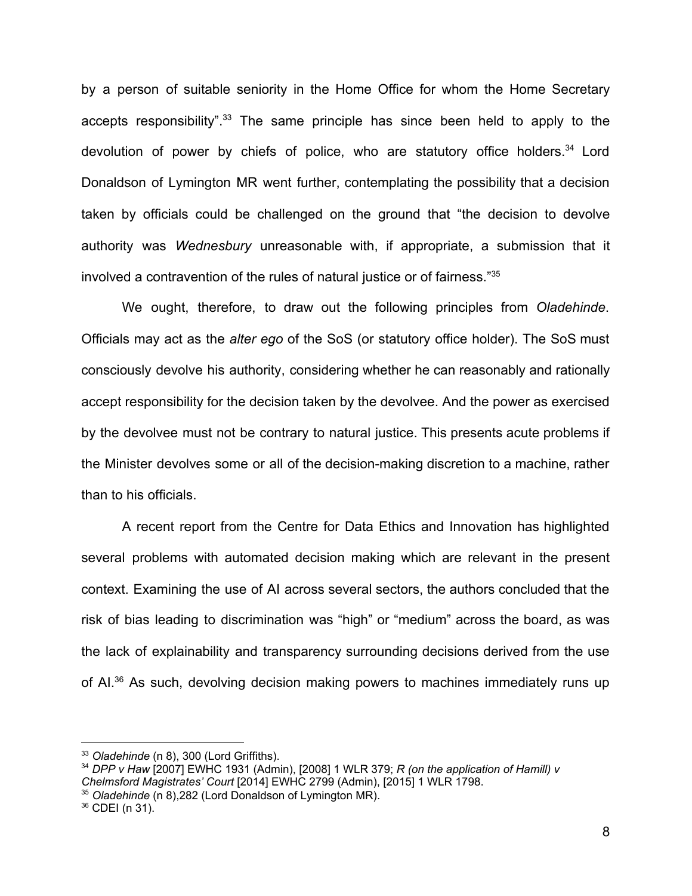by a person of suitable seniority in the Home Office for whom the Home Secretary accepts responsibility".[33] The same principle has since been held to apply to the devolution of power by chiefs of police, who are statutory office holders.[34] Lord Donaldson of Lymington MR went further, contemplating the possibility that a decision taken by officials could be challenged on the ground that "the decision to devolve authority was *Wednesbury* unreasonable with, if appropriate, a submission that it involved a contravention of the rules of natural justice or of fairness."[35]

We ought, therefore, to draw out the following principles from *Oladehinde*. Officials may act as the *alter ego* of the SoS (or statutory office holder). The SoS must consciously devolve his authority, considering whether he can reasonably and rationally accept responsibility for the decision taken by the devolvee. And the power as exercised by the devolvee must not be contrary to natural justice. This presents acute problems if the Minister devolves some or all of the decision-making discretion to a machine, rather than to his officials.

A recent report from the Centre for Data Ethics and Innovation has highlighted several problems with automated decision making which are relevant in the present context. Examining the use of AI across several sectors, the authors concluded that the risk of bias leading to discrimination was "high" or "medium" across the board, as was the lack of explainability and transparency surrounding decisions derived from the use of AI.[36] As such, devolving decision making powers to machines immediately runs up

---

[33] *Oladehinde* (n 8), 300 (Lord Griffiths).

[34] *DPP v Haw* [2007] EWHC 1931 (Admin), [2008] 1 WLR 379; *R (on the application of Hamill) v Chelmsford Magistrates' Court* [2014] EWHC 2799 (Admin), [2015] 1 WLR 1798.

[35] *Oladehinde* (n 8),282 (Lord Donaldson of Lymington MR).

[36] CDEI (n 31).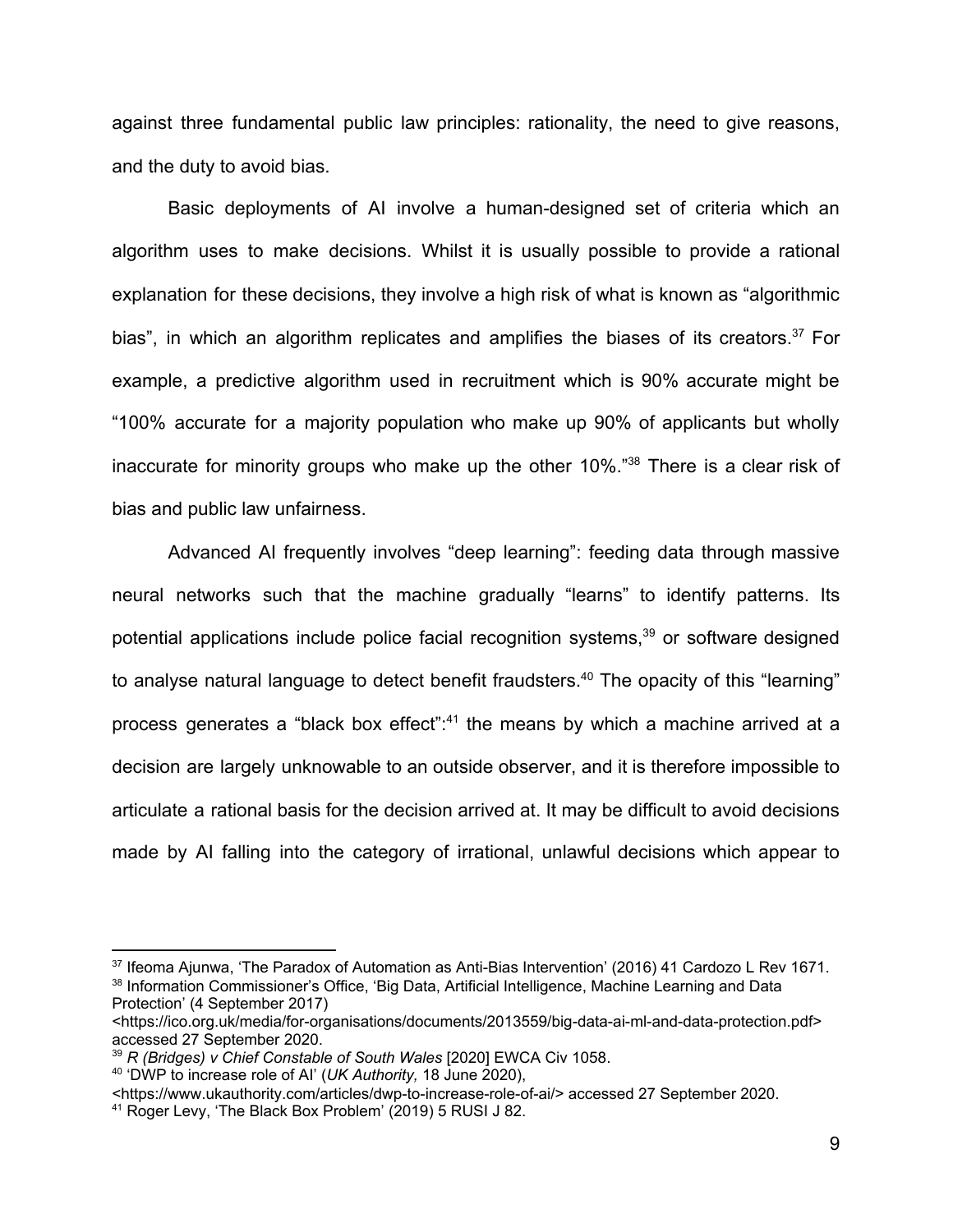against three fundamental public law principles: rationality, the need to give reasons, and the duty to avoid bias.

Basic deployments of AI involve a human-designed set of criteria which an algorithm uses to make decisions. Whilst it is usually possible to provide a rational explanation for these decisions, they involve a high risk of what is known as "algorithmic bias", in which an algorithm replicates and amplifies the biases of its creators.[37] For example, a predictive algorithm used in recruitment which is 90% accurate might be "100% accurate for a majority population who make up 90% of applicants but wholly inaccurate for minority groups who make up the other 10%."[38] There is a clear risk of bias and public law unfairness.

Advanced AI frequently involves "deep learning": feeding data through massive neural networks such that the machine gradually "learns" to identify patterns. Its potential applications include police facial recognition systems,[39] or software designed to analyse natural language to detect benefit fraudsters.[40] The opacity of this "learning" process generates a "black box effect":[41] the means by which a machine arrived at a decision are largely unknowable to an outside observer, and it is therefore impossible to articulate a rational basis for the decision arrived at. It may be difficult to avoid decisions made by AI falling into the category of irrational, unlawful decisions which appear to

---

[37] Ifeoma Ajunwa, 'The Paradox of Automation as Anti-Bias Intervention' (2016) 41 Cardozo L Rev 1671.

[38] Information Commissioner's Office, 'Big Data, Artificial Intelligence, Machine Learning and Data Protection' (4 September 2017) <https://ico.org.uk/media/for-organisations/documents/2013559/big-data-ai-ml-and-data-protection.pdf> accessed 27 September 2020.

[39] *R (Bridges) v Chief Constable of South Wales* [2020] EWCA Civ 1058.

[40] 'DWP to increase role of AI' (*UK Authority,* 18 June 2020), <https://www.ukauthority.com/articles/dwp-to-increase-role-of-ai/> accessed 27 September 2020.

[41] Roger Levy, 'The Black Box Problem' (2019) 5 RUSI J 82.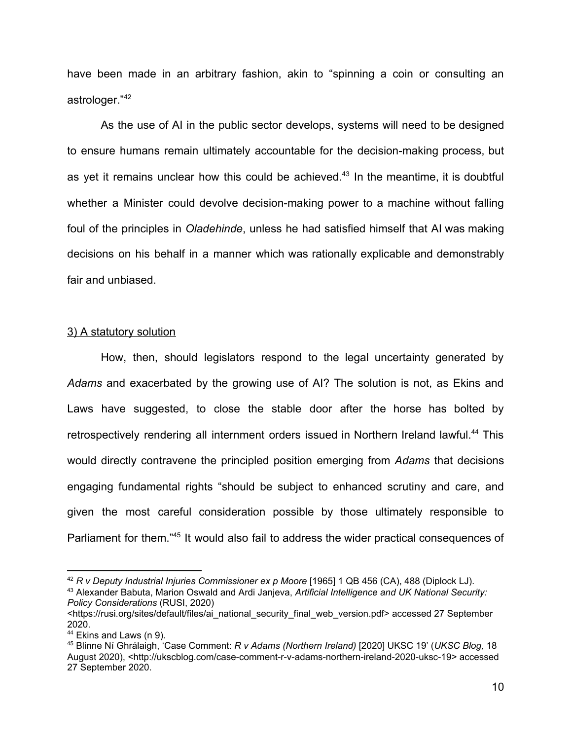have been made in an arbitrary fashion, akin to "spinning a coin or consulting an astrologer."[42]

As the use of AI in the public sector develops, systems will need to be designed to ensure humans remain ultimately accountable for the decision-making process, but as yet it remains unclear how this could be achieved.[43] In the meantime, it is doubtful whether a Minister could devolve decision-making power to a machine without falling foul of the principles in *Oladehinde*, unless he had satisfied himself that AI was making decisions on his behalf in a manner which was rationally explicable and demonstrably fair and unbiased.

<u>3) A statutory solution</u>

How, then, should legislators respond to the legal uncertainty generated by *Adams* and exacerbated by the growing use of AI? The solution is not, as Ekins and Laws have suggested, to close the stable door after the horse has bolted by retrospectively rendering all internment orders issued in Northern Ireland lawful.[44] This would directly contravene the principled position emerging from *Adams* that decisions engaging fundamental rights "should be subject to enhanced scrutiny and care, and given the most careful consideration possible by those ultimately responsible to Parliament for them."[45] It would also fail to address the wider practical consequences of

---

[42] *R v Deputy Industrial Injuries Commissioner ex p Moore* [1965] 1 QB 456 (CA), 488 (Diplock LJ).

[43] Alexander Babuta, Marion Oswald and Ardi Janjeva, *Artificial Intelligence and UK National Security: Policy Considerations* (RUSI, 2020) <https://rusi.org/sites/default/files/ai_national_security_final_web_version.pdf> accessed 27 September 2020.

[44] Ekins and Laws (n 9).

[45] Blinne Ní Ghrálaigh, 'Case Comment: *R v Adams (Northern Ireland)* [2020] UKSC 19' (*UKSC Blog,* 18 August 2020), <http://ukscblog.com/case-comment-r-v-adams-northern-ireland-2020-uksc-19> accessed 27 September 2020.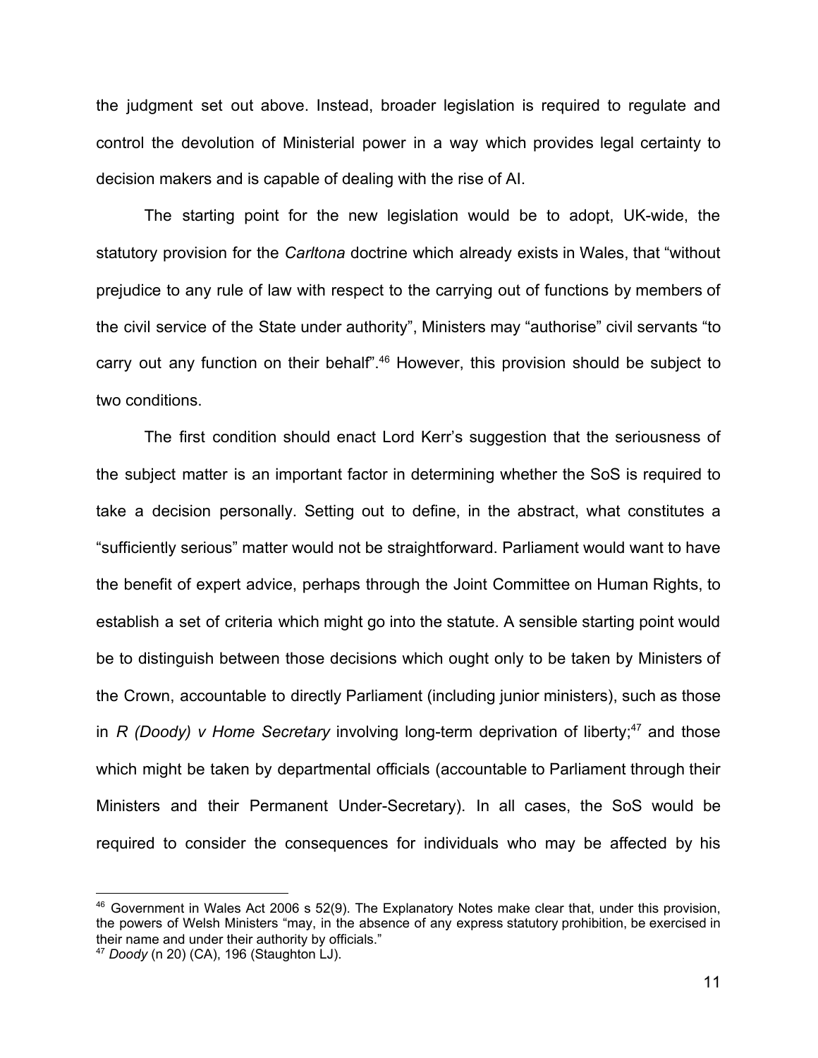the judgment set out above. Instead, broader legislation is required to regulate and control the devolution of Ministerial power in a way which provides legal certainty to decision makers and is capable of dealing with the rise of AI.

The starting point for the new legislation would be to adopt, UK-wide, the statutory provision for the *Carltona* doctrine which already exists in Wales, that "without prejudice to any rule of law with respect to the carrying out of functions by members of the civil service of the State under authority", Ministers may "authorise" civil servants "to carry out any function on their behalf".[46] However, this provision should be subject to two conditions.

The first condition should enact Lord Kerr's suggestion that the seriousness of the subject matter is an important factor in determining whether the SoS is required to take a decision personally. Setting out to define, in the abstract, what constitutes a "sufficiently serious" matter would not be straightforward. Parliament would want to have the benefit of expert advice, perhaps through the Joint Committee on Human Rights, to establish a set of criteria which might go into the statute. A sensible starting point would be to distinguish between those decisions which ought only to be taken by Ministers of the Crown, accountable to directly Parliament (including junior ministers), such as those in *R (Doody) v Home Secretary* involving long-term deprivation of liberty;[47] and those which might be taken by departmental officials (accountable to Parliament through their Ministers and their Permanent Under-Secretary). In all cases, the SoS would be required to consider the consequences for individuals who may be affected by his

[46] Government in Wales Act 2006 s 52(9). The Explanatory Notes make clear that, under this provision, the powers of Welsh Ministers "may, in the absence of any express statutory prohibition, be exercised in their name and under their authority by officials."

[47] *Doody* (n 20) (CA), 196 (Staughton LJ).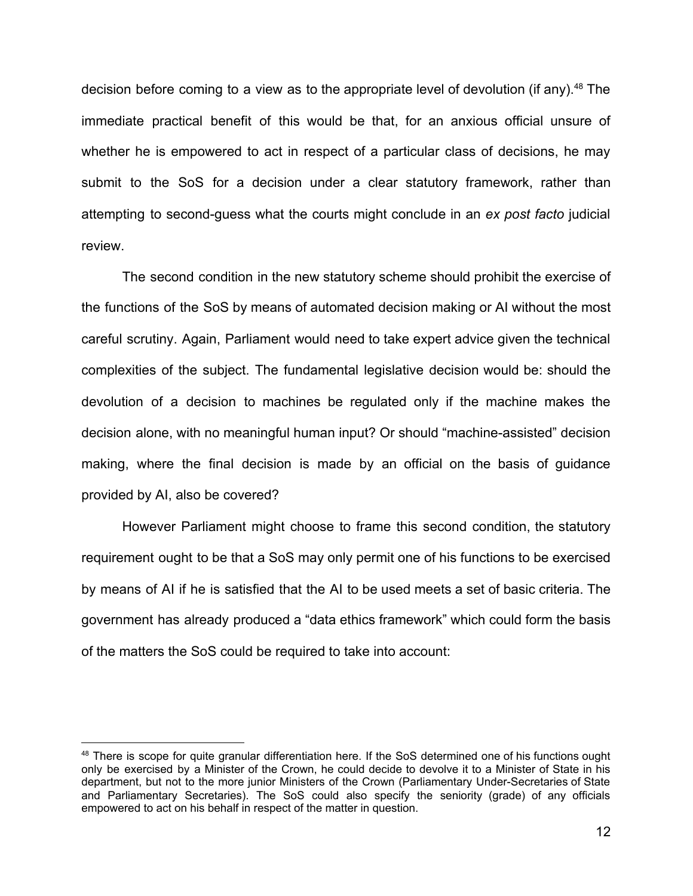decision before coming to a view as to the appropriate level of devolution (if any).[48] The immediate practical benefit of this would be that, for an anxious official unsure of whether he is empowered to act in respect of a particular class of decisions, he may submit to the SoS for a decision under a clear statutory framework, rather than attempting to second-guess what the courts might conclude in an *ex post facto* judicial review.

The second condition in the new statutory scheme should prohibit the exercise of the functions of the SoS by means of automated decision making or AI without the most careful scrutiny. Again, Parliament would need to take expert advice given the technical complexities of the subject. The fundamental legislative decision would be: should the devolution of a decision to machines be regulated only if the machine makes the decision alone, with no meaningful human input? Or should "machine-assisted" decision making, where the final decision is made by an official on the basis of guidance provided by AI, also be covered?

However Parliament might choose to frame this second condition, the statutory requirement ought to be that a SoS may only permit one of his functions to be exercised by means of AI if he is satisfied that the AI to be used meets a set of basic criteria. The government has already produced a "data ethics framework" which could form the basis of the matters the SoS could be required to take into account:

---

[48] There is scope for quite granular differentiation here. If the SoS determined one of his functions ought only be exercised by a Minister of the Crown, he could decide to devolve it to a Minister of State in his department, but not to the more junior Ministers of the Crown (Parliamentary Under-Secretaries of State and Parliamentary Secretaries). The SoS could also specify the seniority (grade) of any officials empowered to act on his behalf in respect of the matter in question.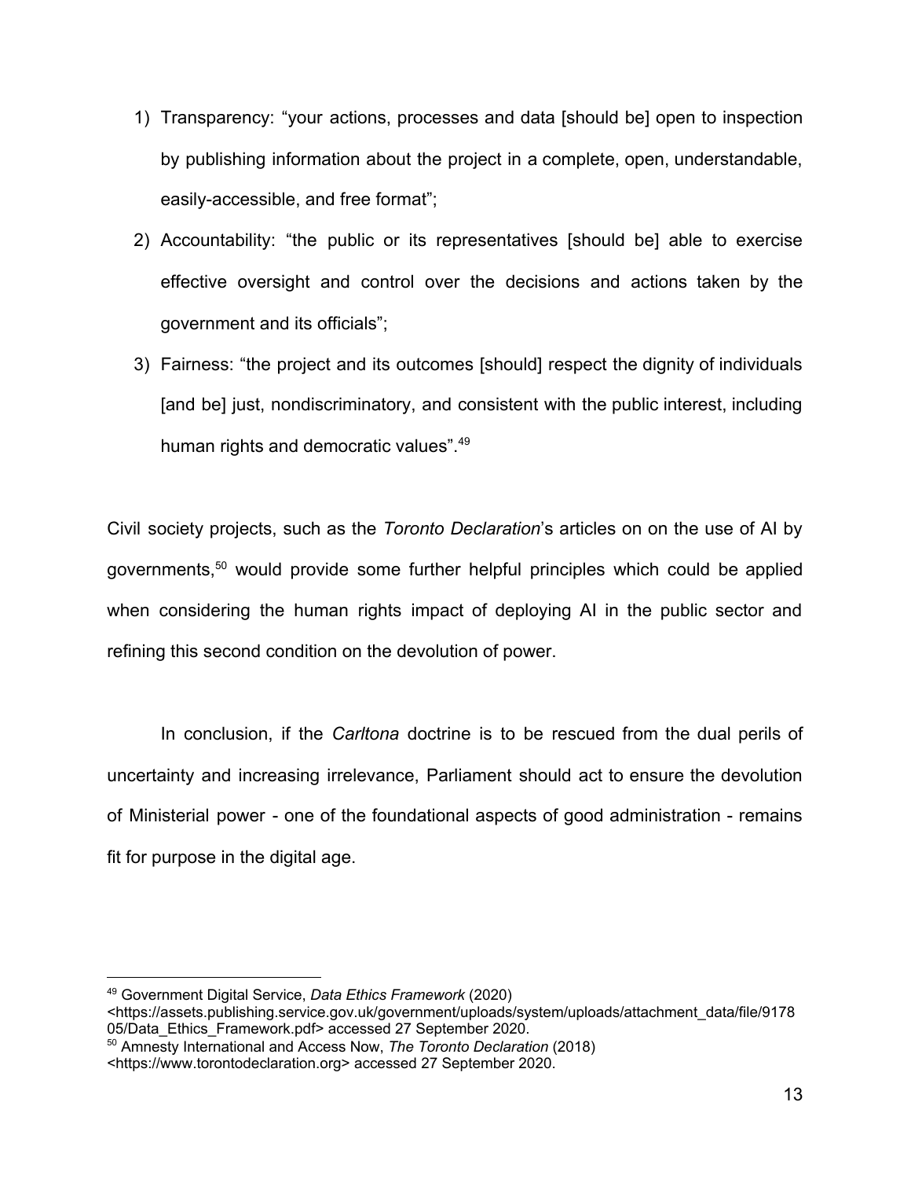1) Transparency: "your actions, processes and data [should be] open to inspection by publishing information about the project in a complete, open, understandable, easily-accessible, and free format";
2) Accountability: "the public or its representatives [should be] able to exercise effective oversight and control over the decisions and actions taken by the government and its officials";
3) Fairness: "the project and its outcomes [should] respect the dignity of individuals [and be] just, nondiscriminatory, and consistent with the public interest, including human rights and democratic values".[49]

Civil society projects, such as the *Toronto Declaration*'s articles on on the use of AI by governments,[50] would provide some further helpful principles which could be applied when considering the human rights impact of deploying AI in the public sector and refining this second condition on the devolution of power.

In conclusion, if the *Carltona* doctrine is to be rescued from the dual perils of uncertainty and increasing irrelevance, Parliament should act to ensure the devolution of Ministerial power - one of the foundational aspects of good administration - remains fit for purpose in the digital age.

---

[49] Government Digital Service, *Data Ethics Framework* (2020) <https://assets.publishing.service.gov.uk/government/uploads/system/uploads/attachment_data/file/917805/Data_Ethics_Framework.pdf> accessed 27 September 2020.

[50] Amnesty International and Access Now, *The Toronto Declaration* (2018) <https://www.torontodeclaration.org> accessed 27 September 2020.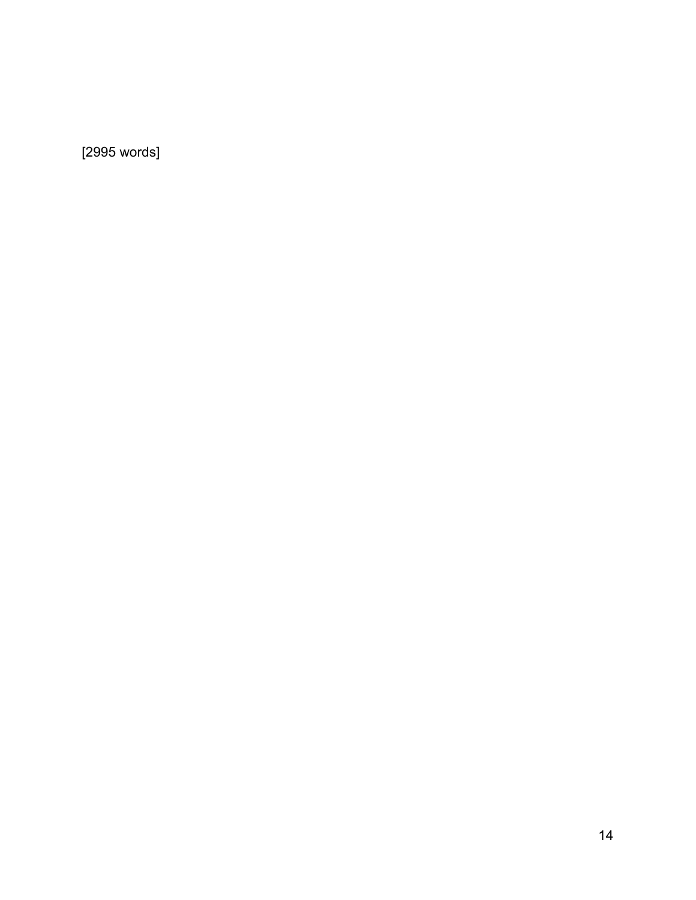[2995 words]